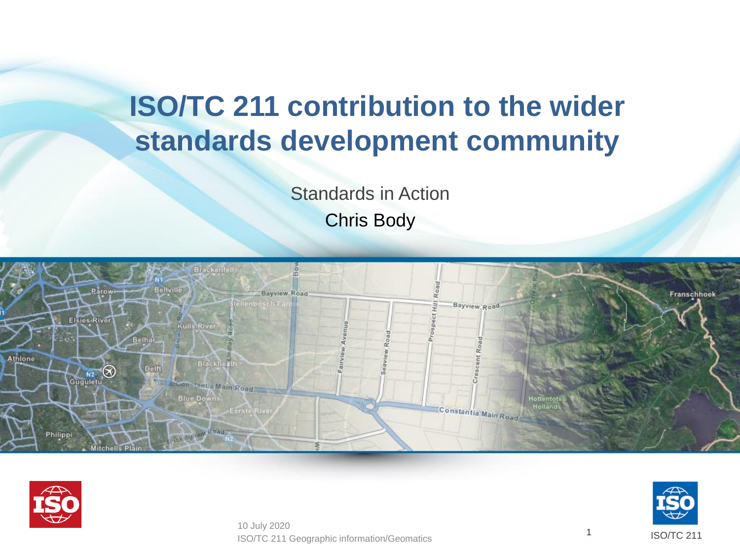# ISO/TC 211 contribution to the wider standards development community

Standards in Action

Chris Body

10 July 2020
ISO/TC 211 Geographic information/Geomatics

ISO/TC 211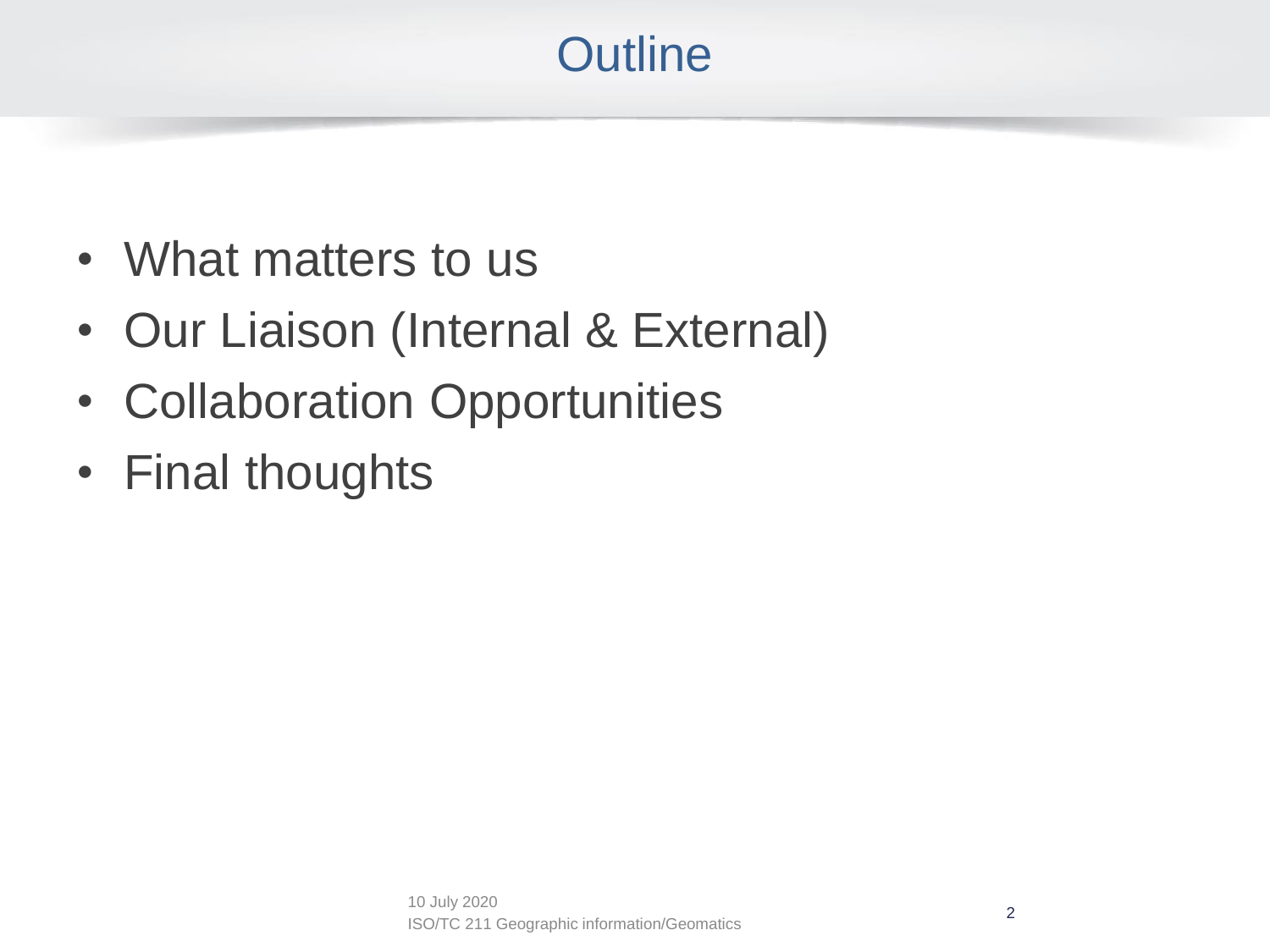# Outline

- What matters to us
- Our Liaison (Internal & External)
- Collaboration Opportunities
- Final thoughts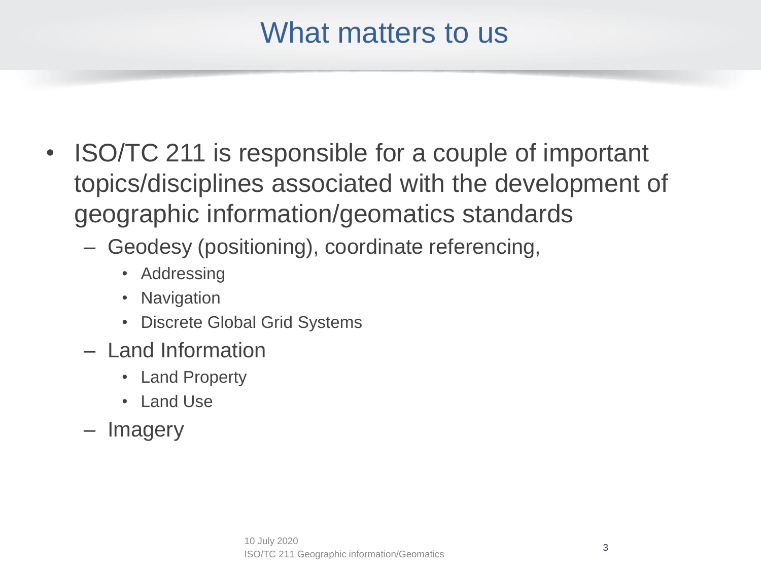# What matters to us

- ISO/TC 211 is responsible for a couple of important topics/disciplines associated with the development of geographic information/geomatics standards
  - Geodesy (positioning), coordinate referencing,
    - Addressing
    - Navigation
    - Discrete Global Grid Systems
  - Land Information
    - Land Property
    - Land Use
  - Imagery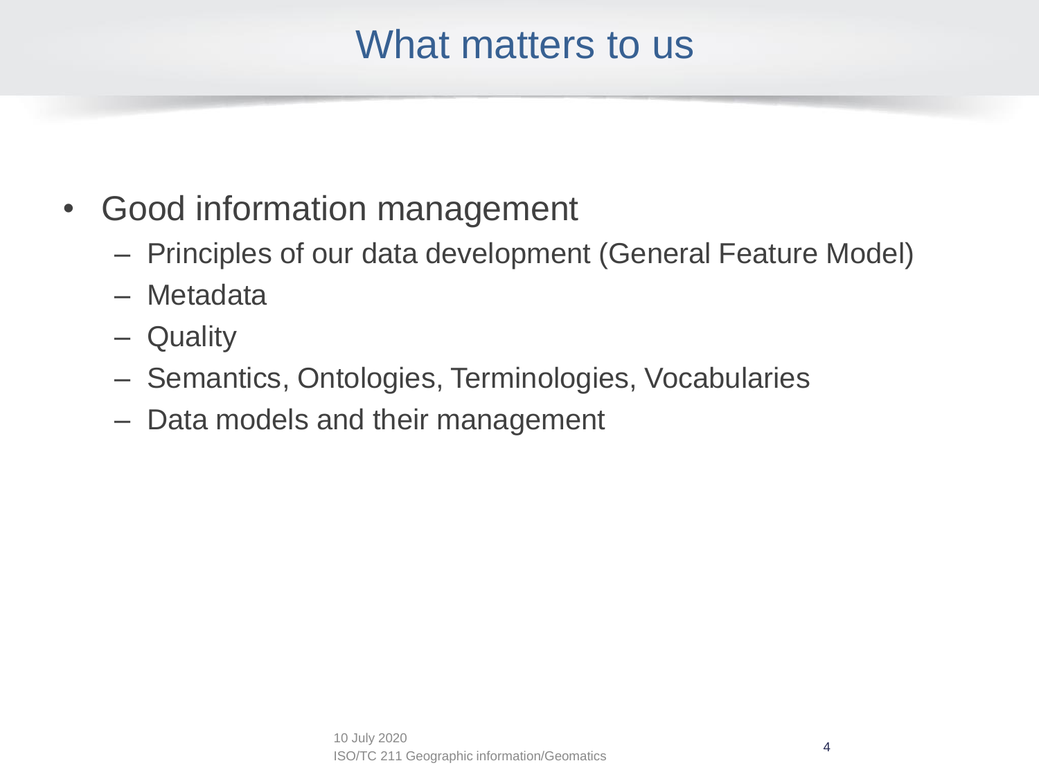# What matters to us

- Good information management
  - Principles of our data development (General Feature Model)
  - Metadata
  - Quality
  - Semantics, Ontologies, Terminologies, Vocabularies
  - Data models and their management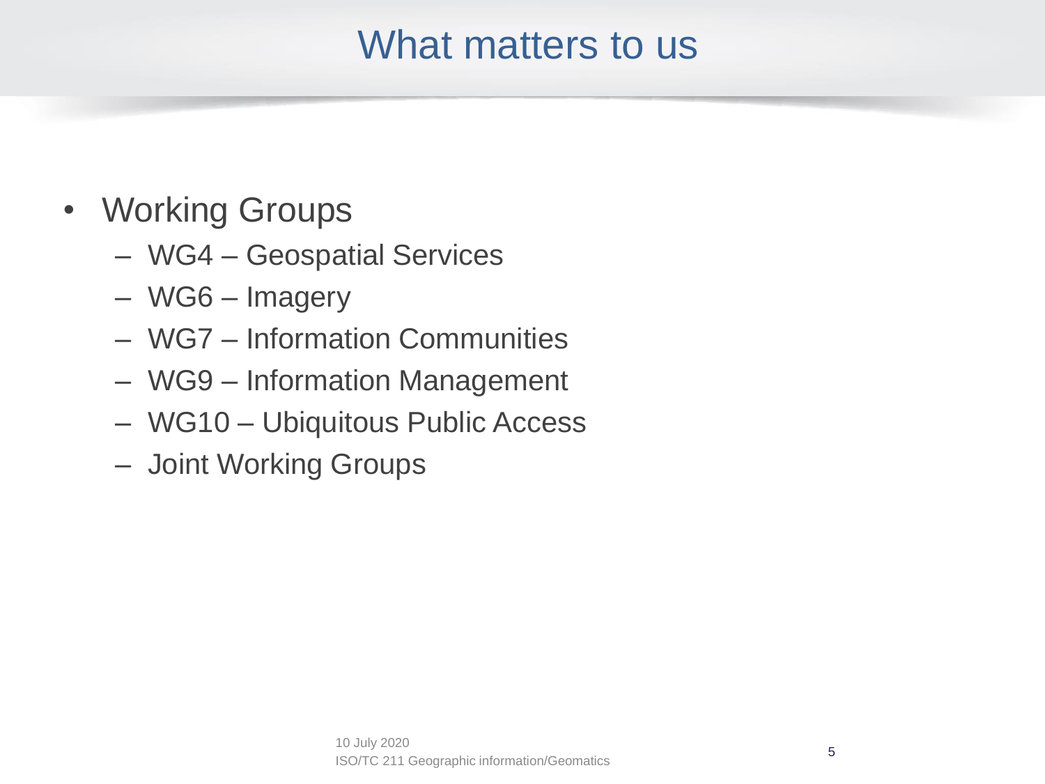# What matters to us

- Working Groups
  - WG4 – Geospatial Services
  - WG6 – Imagery
  - WG7 – Information Communities
  - WG9 – Information Management
  - WG10 – Ubiquitous Public Access
  - Joint Working Groups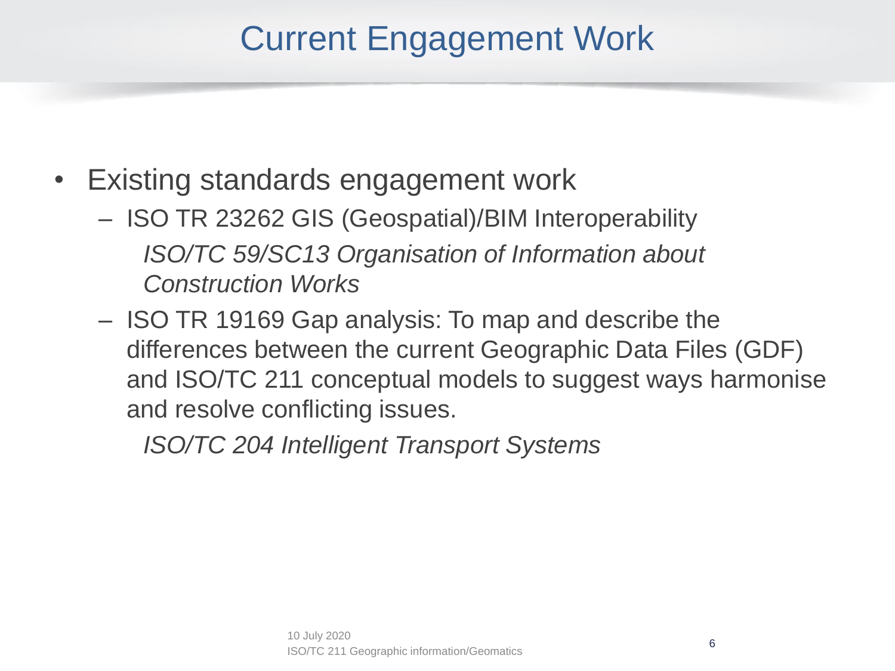# Current Engagement Work

- Existing standards engagement work
  - ISO TR 23262 GIS (Geospatial)/BIM Interoperability

    *ISO/TC 59/SC13 Organisation of Information about Construction Works*
  - ISO TR 19169 Gap analysis: To map and describe the differences between the current Geographic Data Files (GDF) and ISO/TC 211 conceptual models to suggest ways harmonise and resolve conflicting issues.

    *ISO/TC 204 Intelligent Transport Systems*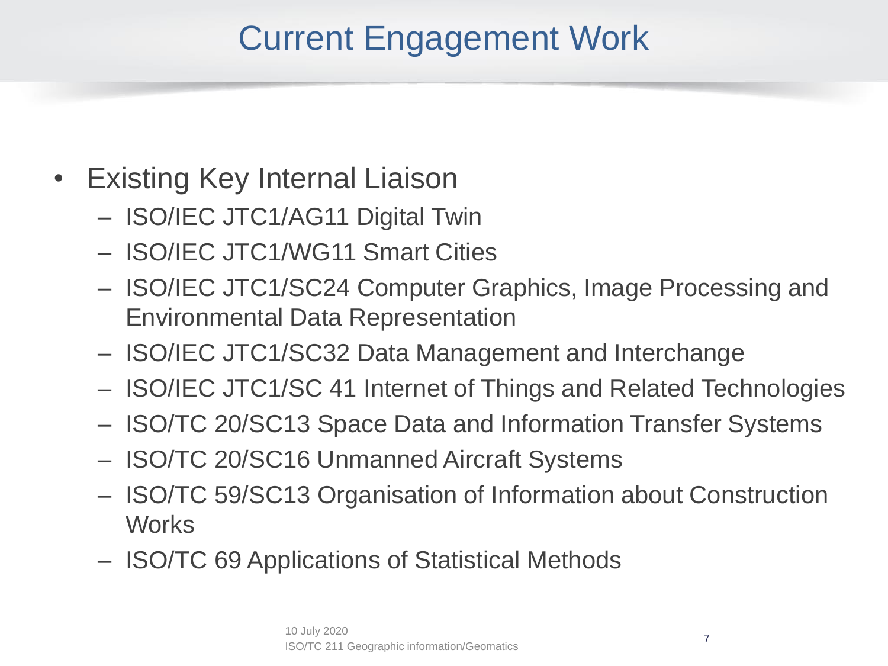# Current Engagement Work

- Existing Key Internal Liaison
  - ISO/IEC JTC1/AG11 Digital Twin
  - ISO/IEC JTC1/WG11 Smart Cities
  - ISO/IEC JTC1/SC24 Computer Graphics, Image Processing and Environmental Data Representation
  - ISO/IEC JTC1/SC32 Data Management and Interchange
  - ISO/IEC JTC1/SC 41 Internet of Things and Related Technologies
  - ISO/TC 20/SC13 Space Data and Information Transfer Systems
  - ISO/TC 20/SC16 Unmanned Aircraft Systems
  - ISO/TC 59/SC13 Organisation of Information about Construction Works
  - ISO/TC 69 Applications of Statistical Methods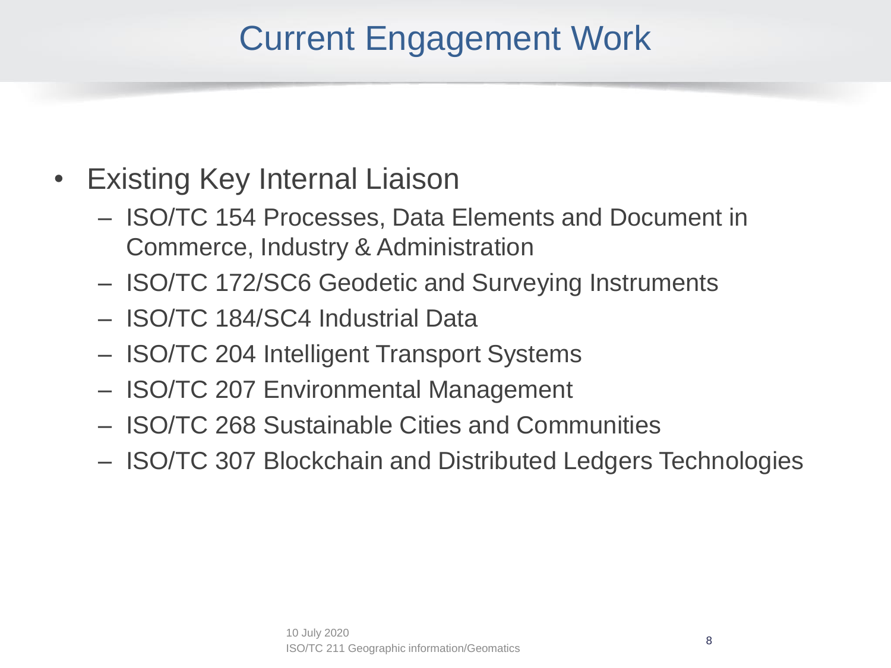# Current Engagement Work

- Existing Key Internal Liaison
  - ISO/TC 154 Processes, Data Elements and Document in Commerce, Industry & Administration
  - ISO/TC 172/SC6 Geodetic and Surveying Instruments
  - ISO/TC 184/SC4 Industrial Data
  - ISO/TC 204 Intelligent Transport Systems
  - ISO/TC 207 Environmental Management
  - ISO/TC 268 Sustainable Cities and Communities
  - ISO/TC 307 Blockchain and Distributed Ledgers Technologies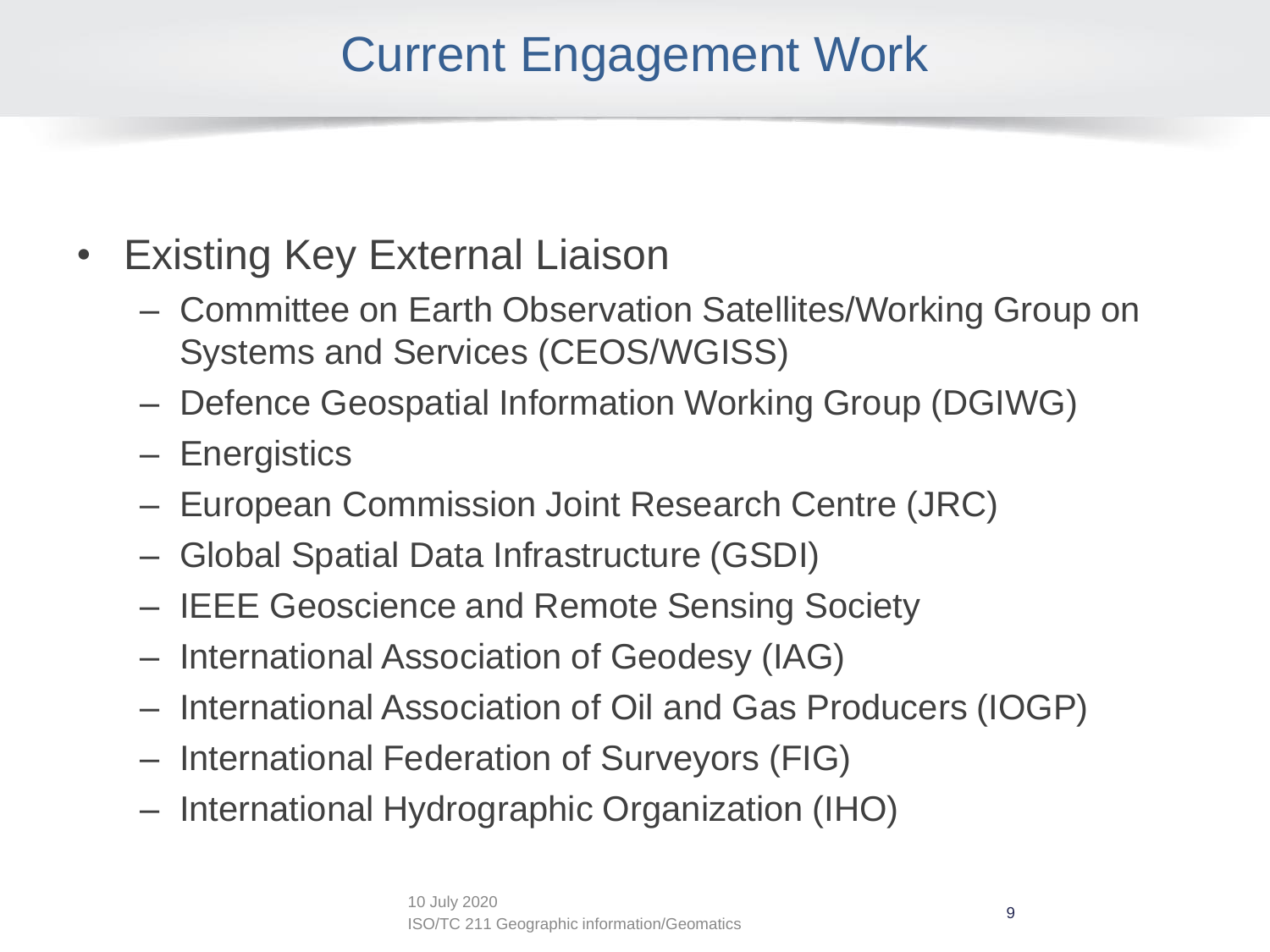# Current Engagement Work

- Existing Key External Liaison
  - Committee on Earth Observation Satellites/Working Group on Systems and Services (CEOS/WGISS)
  - Defence Geospatial Information Working Group (DGIWG)
  - Energistics
  - European Commission Joint Research Centre (JRC)
  - Global Spatial Data Infrastructure (GSDI)
  - IEEE Geoscience and Remote Sensing Society
  - International Association of Geodesy (IAG)
  - International Association of Oil and Gas Producers (IOGP)
  - International Federation of Surveyors (FIG)
  - International Hydrographic Organization (IHO)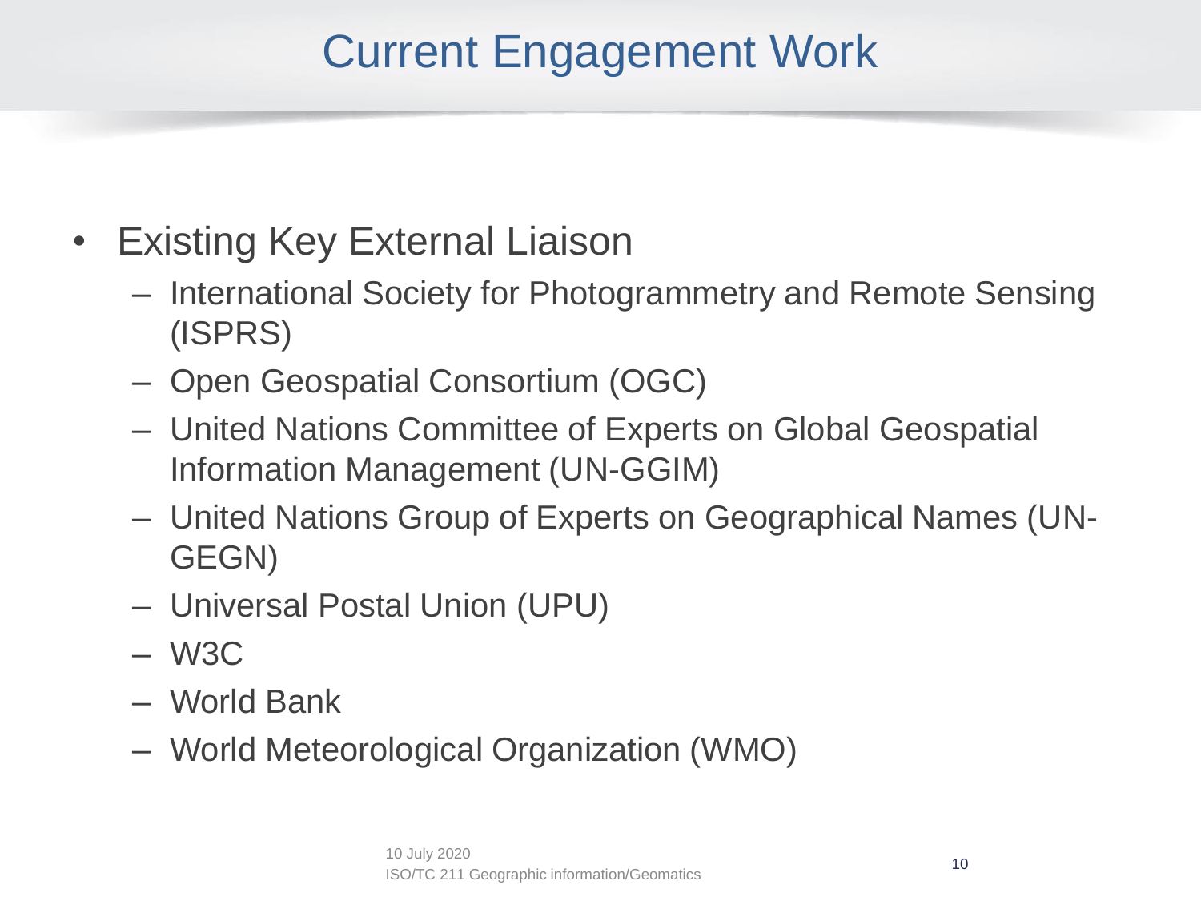# Current Engagement Work

- Existing Key External Liaison
  - International Society for Photogrammetry and Remote Sensing (ISPRS)
  - Open Geospatial Consortium (OGC)
  - United Nations Committee of Experts on Global Geospatial Information Management (UN-GGIM)
  - United Nations Group of Experts on Geographical Names (UN-GEGN)
  - Universal Postal Union (UPU)
  - W3C
  - World Bank
  - World Meteorological Organization (WMO)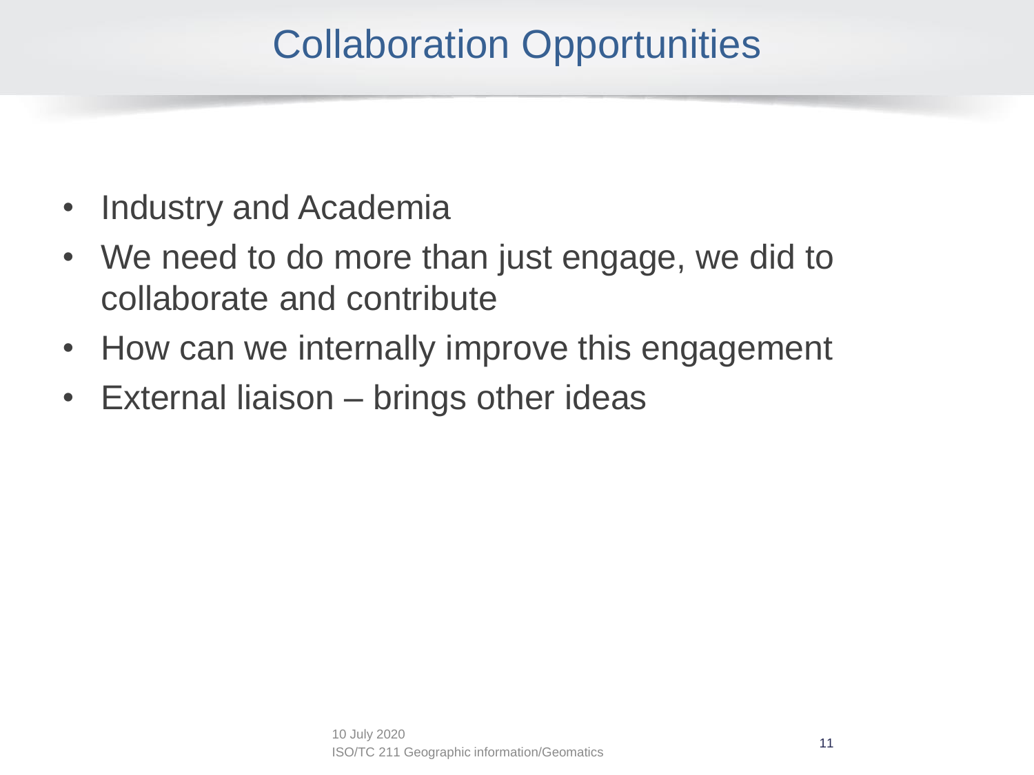# Collaboration Opportunities

- Industry and Academia
- We need to do more than just engage, we did to collaborate and contribute
- How can we internally improve this engagement
- External liaison – brings other ideas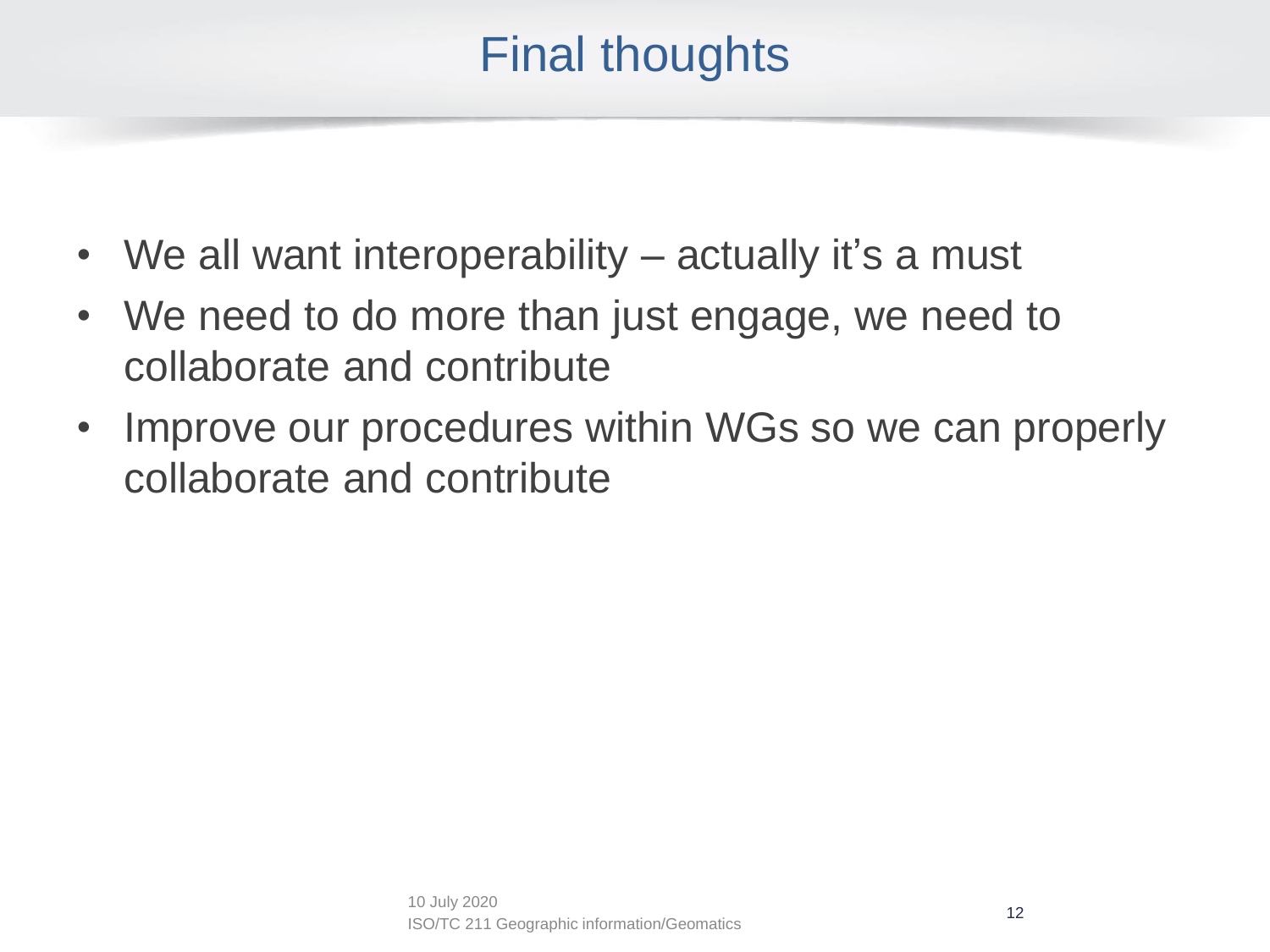# Final thoughts

- We all want interoperability – actually it's a must
- We need to do more than just engage, we need to collaborate and contribute
- Improve our procedures within WGs so we can properly collaborate and contribute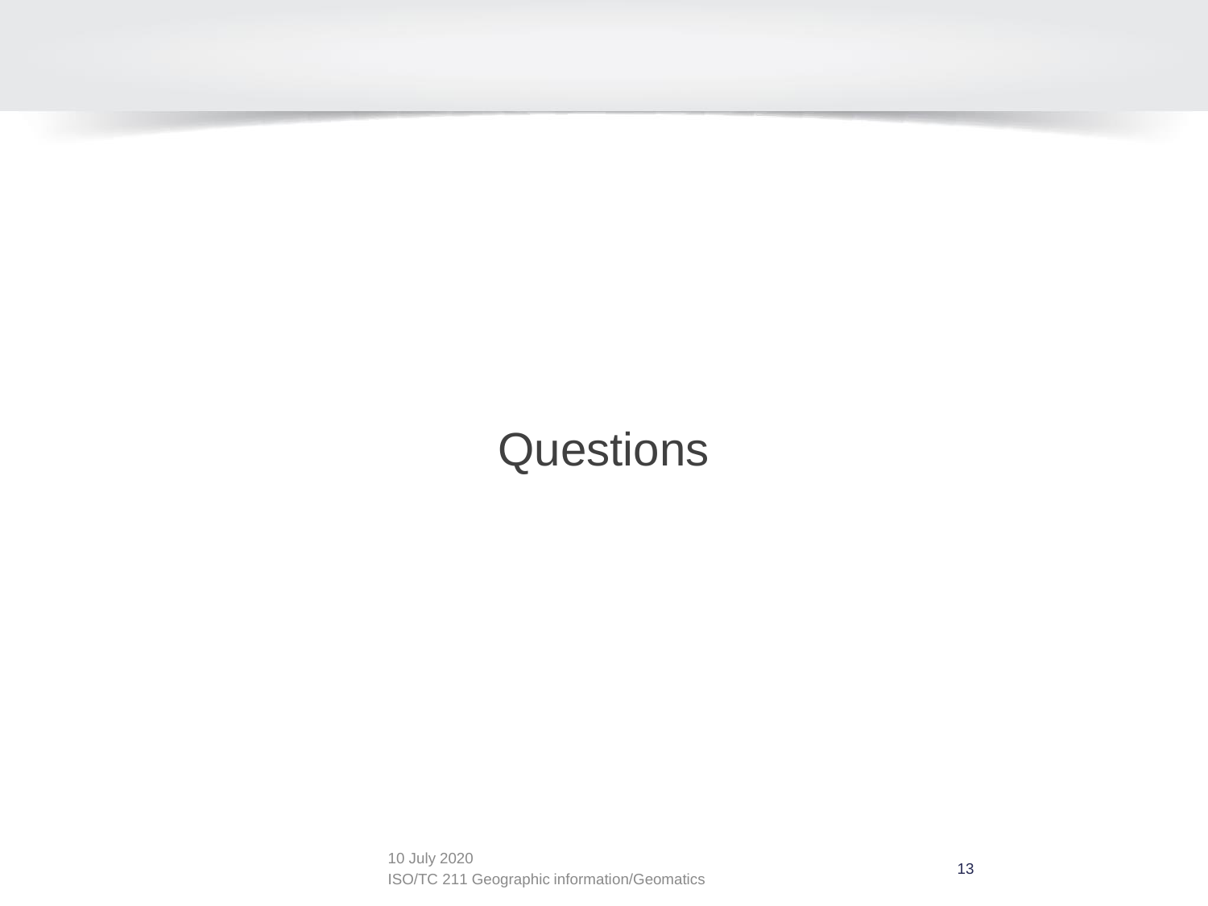# Questions